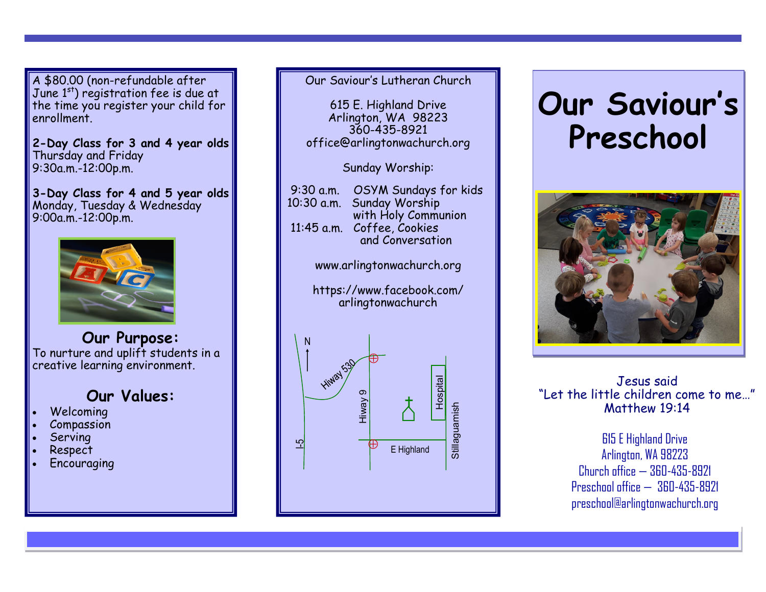A $80.00 (non-refundable after June 1st) registration fee is due at the time you register your child for enrollment.

**2-Day Class for 3 and 4 year olds**
Thursday and Friday
9:30a.m.-12:00p.m.

**3-Day Class for 4 and 5 year olds**
Monday, Tuesday & Wednesday
9:00a.m.-12:00p.m.

## Our Purpose:

To nurture and uplift students in a creative learning environment.

## Our Values:

- Welcoming
- Compassion
- Serving
- Respect
- Encouraging

Our Saviour's Lutheran Church

615 E. Highland Drive
Arlington, WA 98223
360-435-8921
office@arlingtonwachurch.org

Sunday Worship:

9:30 a.m. OSYM Sundays for kids
10:30 a.m. Sunday Worship with Holy Communion
11:45 a.m. Coffee, Cookies and Conversation

www.arlingtonwachurch.org

https://www.facebook.com/arlingtonwachurch

N
Hiway 530
Hiway 9
Hospital
Stillaguamish
E Highland
I-5

# Our Saviour's Preschool

Jesus said
"Let the little children come to me…"
Matthew 19:14

615 E Highland Drive
Arlington, WA 98223
Church office – 360-435-8921
Preschool office – 360-435-8921
preschool@arlingtonwachurch.org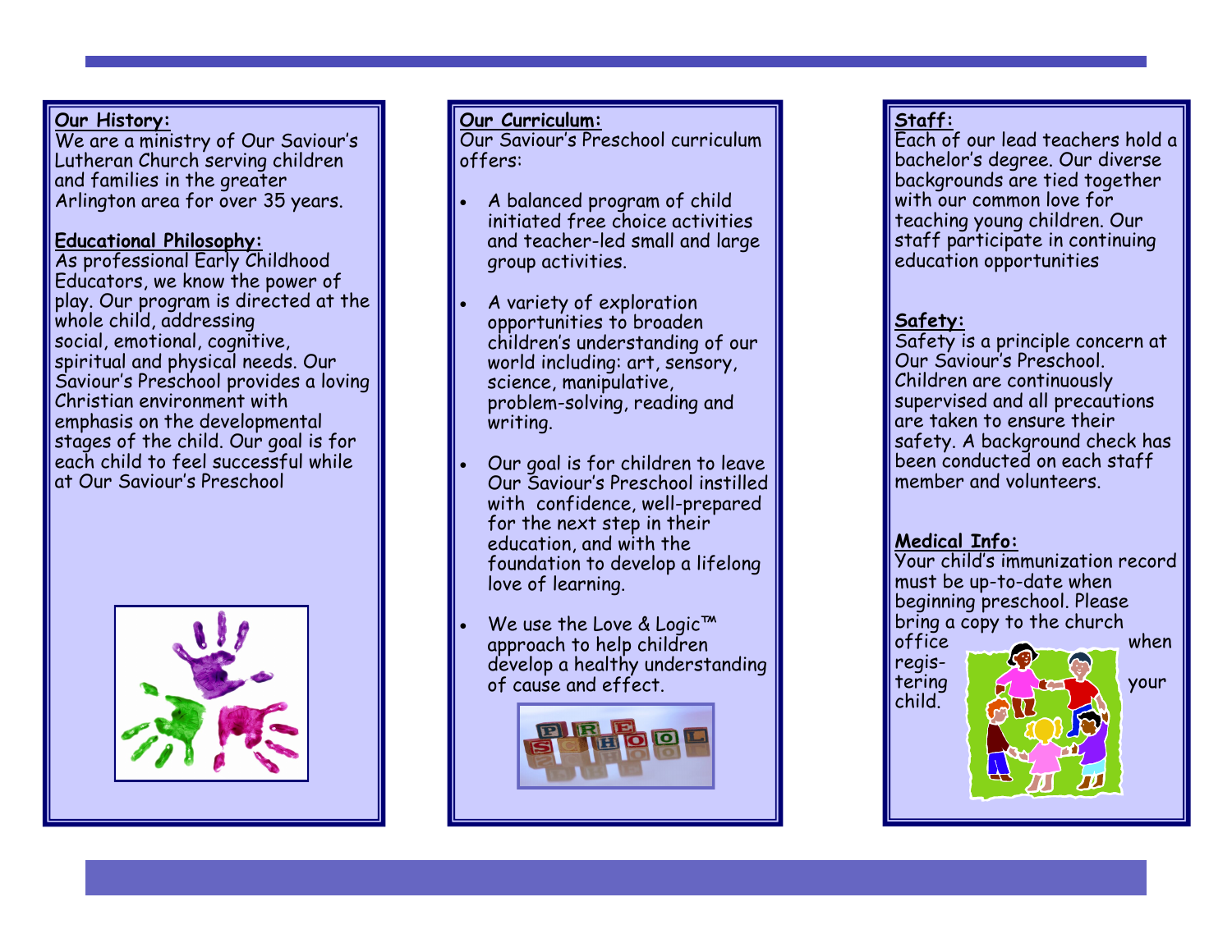**Our History:**
We are a ministry of Our Saviour's Lutheran Church serving children and families in the greater Arlington area for over 35 years.

**Educational Philosophy:**
As professional Early Childhood Educators, we know the power of play. Our program is directed at the whole child, addressing social, emotional, cognitive, spiritual and physical needs. Our Saviour's Preschool provides a loving Christian environment with emphasis on the developmental stages of the child. Our goal is for each child to feel successful while at Our Saviour's Preschool

**Our Curriculum:**
Our Saviour's Preschool curriculum offers:

- A balanced program of child initiated free choice activities and teacher-led small and large group activities.
- A variety of exploration opportunities to broaden children's understanding of our world including: art, sensory, science, manipulative, problem-solving, reading and writing.
- Our goal is for children to leave Our Saviour's Preschool instilled with confidence, well-prepared for the next step in their education, and with the foundation to develop a lifelong love of learning.
- We use the Love & Logic™ approach to help children develop a healthy understanding of cause and effect.

**Staff:**
Each of our lead teachers hold a bachelor's degree. Our diverse backgrounds are tied together with our common love for teaching young children. Our staff participate in continuing education opportunities

**Safety:**
Safety is a principle concern at Our Saviour's Preschool. Children are continuously supervised and all precautions are taken to ensure their safety. A background check has been conducted on each staff member and volunteers.

**Medical Info:**
Your child's immunization record must be up-to-date when beginning preschool. Please bring a copy to the church office when registering your child.